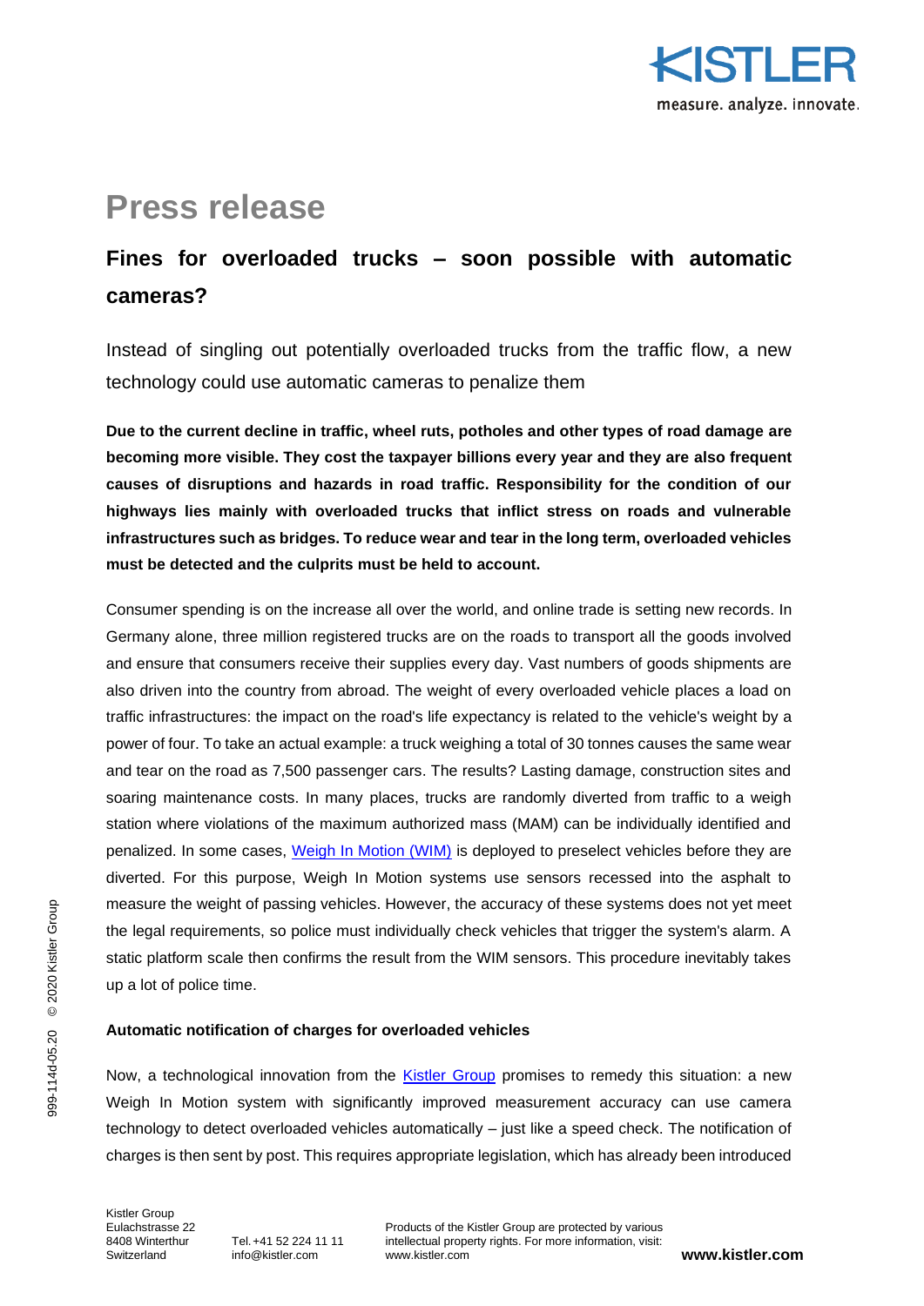# Press release

## Fines for overloaded trucks – soon possible with automatic cameras?

Instead of singling out potentially overloaded trucks from the traffic flow, a new technology could use automatic cameras to penalize them

**Due to the current decline in traffic, wheel ruts, potholes and other types of road damage are becoming more visible. They cost the taxpayer billions every year and they are also frequent causes of disruptions and hazards in road traffic. Responsibility for the condition of our highways lies mainly with overloaded trucks that inflict stress on roads and vulnerable infrastructures such as bridges. To reduce wear and tear in the long term, overloaded vehicles must be detected and the culprits must be held to account.**

Consumer spending is on the increase all over the world, and online trade is setting new records. In Germany alone, three million registered trucks are on the roads to transport all the goods involved and ensure that consumers receive their supplies every day. Vast numbers of goods shipments are also driven into the country from abroad. The weight of every overloaded vehicle places a load on traffic infrastructures: the impact on the road's life expectancy is related to the vehicle's weight by a power of four. To take an actual example: a truck weighing a total of 30 tonnes causes the same wear and tear on the road as 7,500 passenger cars. The results? Lasting damage, construction sites and soaring maintenance costs. In many places, trucks are randomly diverted from traffic to a weigh station where violations of the maximum authorized mass (MAM) can be individually identified and penalized. In some cases, Weigh In Motion (WIM) is deployed to preselect vehicles before they are diverted. For this purpose, Weigh In Motion systems use sensors recessed into the asphalt to measure the weight of passing vehicles. However, the accuracy of these systems does not yet meet the legal requirements, so police must individually check vehicles that trigger the system's alarm. A static platform scale then confirms the result from the WIM sensors. This procedure inevitably takes up a lot of police time.

### Automatic notification of charges for overloaded vehicles

Now, a technological innovation from the Kistler Group promises to remedy this situation: a new Weigh In Motion system with significantly improved measurement accuracy can use camera technology to detect overloaded vehicles automatically – just like a speed check. The notification of charges is then sent by post. This requires appropriate legislation, which has already been introduced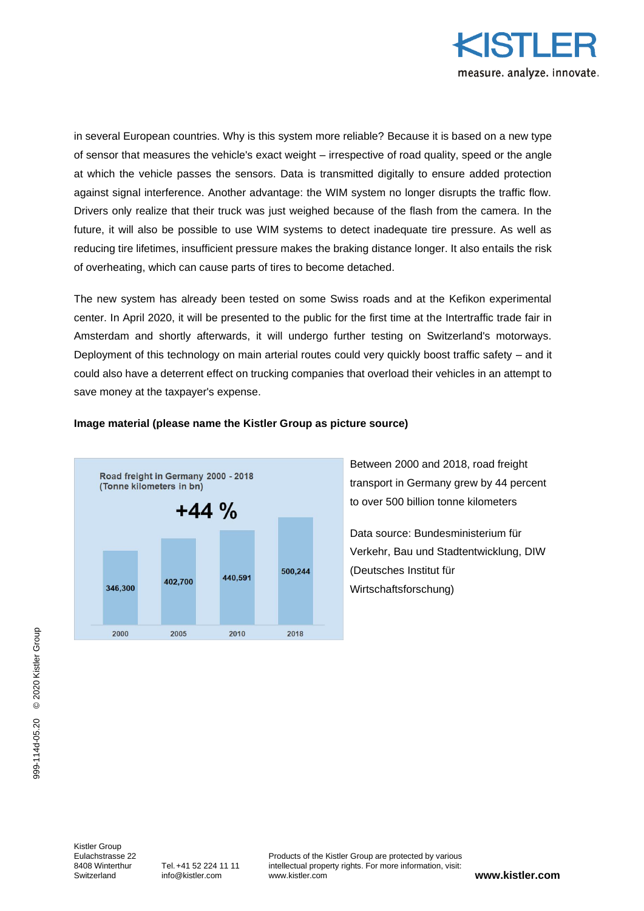in several European countries. Why is this system more reliable? Because it is based on a new type of sensor that measures the vehicle's exact weight – irrespective of road quality, speed or the angle at which the vehicle passes the sensors. Data is transmitted digitally to ensure added protection against signal interference. Another advantage: the WIM system no longer disrupts the traffic flow. Drivers only realize that their truck was just weighed because of the flash from the camera. In the future, it will also be possible to use WIM systems to detect inadequate tire pressure. As well as reducing tire lifetimes, insufficient pressure makes the braking distance longer. It also entails the risk of overheating, which can cause parts of tires to become detached.

The new system has already been tested on some Swiss roads and at the Kefikon experimental center. In April 2020, it will be presented to the public for the first time at the Intertraffic trade fair in Amsterdam and shortly afterwards, it will undergo further testing on Switzerland's motorways. Deployment of this technology on main arterial routes could very quickly boost traffic safety – and it could also have a deterrent effect on trucking companies that overload their vehicles in an attempt to save money at the taxpayer's expense.

**Image material (please name the Kistler Group as picture source)**

**Road freight in Germany 2000 - 2018 (Tonne kilometers in bn)**

**+44 %**

| Year | Tonne kilometers |
|---|---|
| 2000 | 346,300 |
| 2005 | 402,700 |
| 2010 | 440,591 |
| 2018 | 500,244 |

Between 2000 and 2018, road freight transport in Germany grew by 44 percent to over 500 billion tonne kilometers

Data source: Bundesministerium für Verkehr, Bau und Stadtentwicklung, DIW (Deutsches Institut für Wirtschaftsforschung)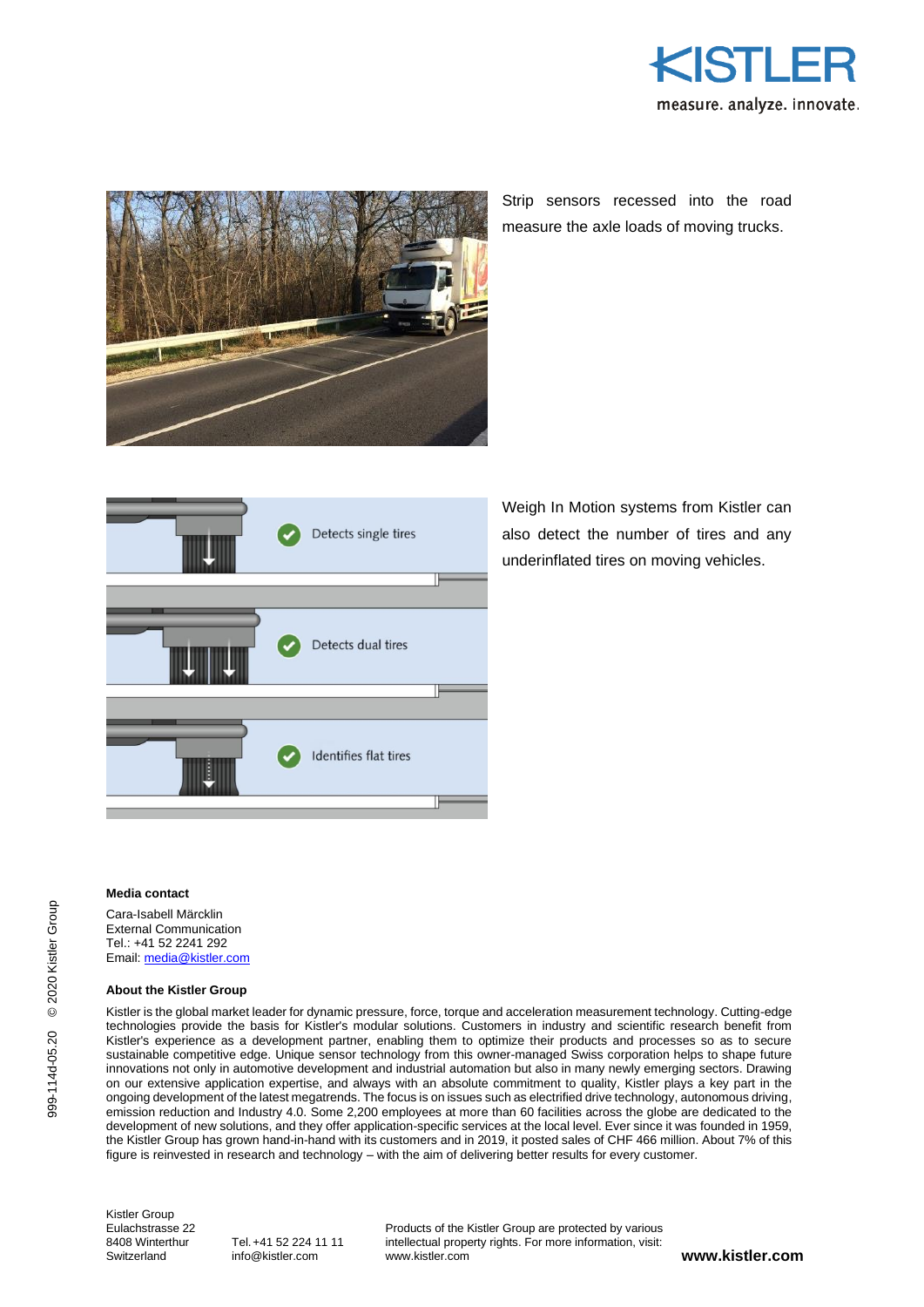Strip sensors recessed into the road measure the axle loads of moving trucks.

Detects single tires

Detects dual tires

Identifies flat tires

Weigh In Motion systems from Kistler can also detect the number of tires and any underinflated tires on moving vehicles.

**Media contact**

Cara-Isabell Märcklin
External Communication
Tel.: +41 52 2241 292
Email: media@kistler.com

**About the Kistler Group**

Kistler is the global market leader for dynamic pressure, force, torque and acceleration measurement technology. Cutting-edge technologies provide the basis for Kistler's modular solutions. Customers in industry and scientific research benefit from Kistler's experience as a development partner, enabling them to optimize their products and processes so as to secure sustainable competitive edge. Unique sensor technology from this owner-managed Swiss corporation helps to shape future innovations not only in automotive development and industrial automation but also in many newly emerging sectors. Drawing on our extensive application expertise, and always with an absolute commitment to quality, Kistler plays a key part in the ongoing development of the latest megatrends. The focus is on issues such as electrified drive technology, autonomous driving, emission reduction and Industry 4.0. Some 2,200 employees at more than 60 facilities across the globe are dedicated to the development of new solutions, and they offer application-specific services at the local level. Ever since it was founded in 1959, the Kistler Group has grown hand-in-hand with its customers and in 2019, it posted sales of CHF 466 million. About 7% of this figure is reinvested in research and technology – with the aim of delivering better results for every customer.